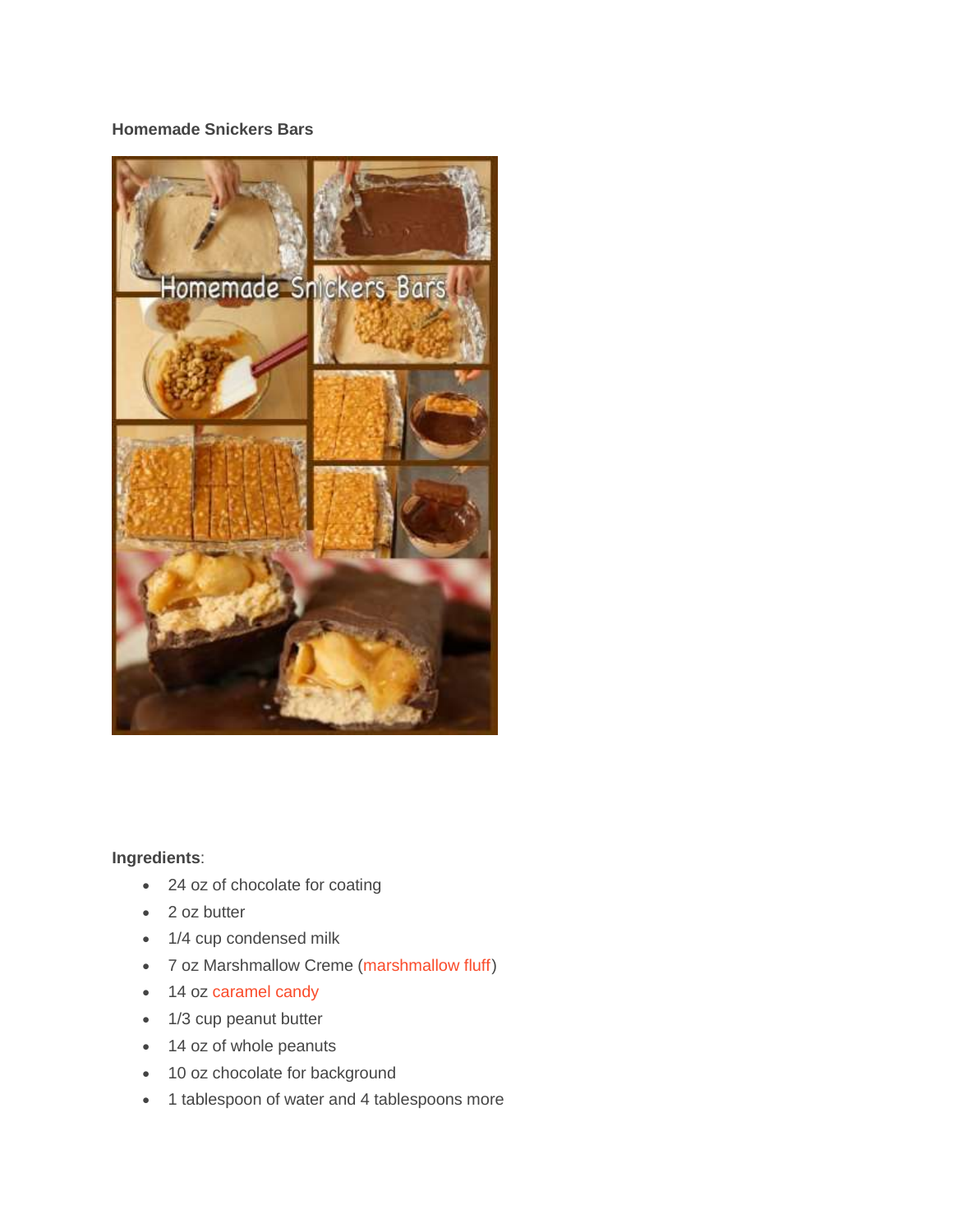**Homemade Snickers Bars**

**Ingredients**:

- 24 oz of chocolate for coating
- 2 oz butter
- 1/4 cup condensed milk
- 7 oz Marshmallow Creme (marshmallow fluff)
- 14 oz caramel candy
- 1/3 cup peanut butter
- 14 oz of whole peanuts
- 10 oz chocolate for background
- 1 tablespoon of water and 4 tablespoons more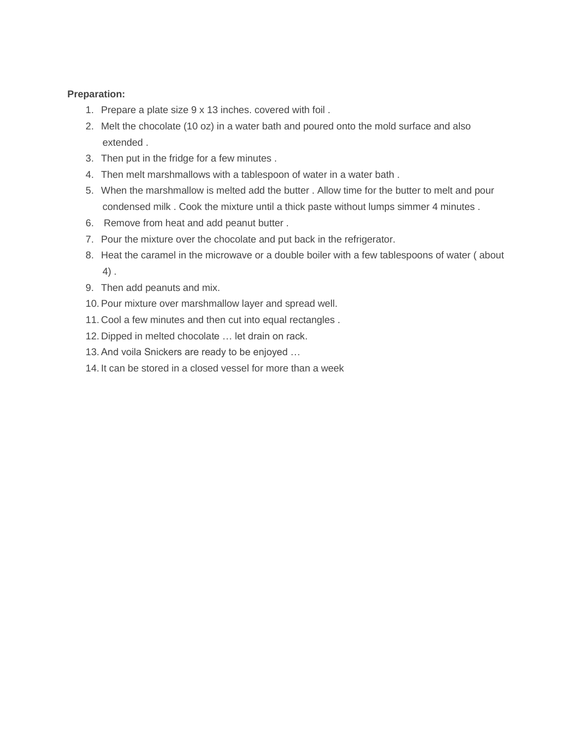**Preparation:**

1. Prepare a plate size 9 x 13 inches. covered with foil .
2. Melt the chocolate (10 oz) in a water bath and poured onto the mold surface and also extended .
3. Then put in the fridge for a few minutes .
4. Then melt marshmallows with a tablespoon of water in a water bath .
5. When the marshmallow is melted add the butter . Allow time for the butter to melt and pour condensed milk . Cook the mixture until a thick paste without lumps simmer 4 minutes .
6. Remove from heat and add peanut butter .
7. Pour the mixture over the chocolate and put back in the refrigerator.
8. Heat the caramel in the microwave or a double boiler with a few tablespoons of water ( about 4) .
9. Then add peanuts and mix.
10. Pour mixture over marshmallow layer and spread well.
11. Cool a few minutes and then cut into equal rectangles .
12. Dipped in melted chocolate … let drain on rack.
13. And voila Snickers are ready to be enjoyed …
14. It can be stored in a closed vessel for more than a week